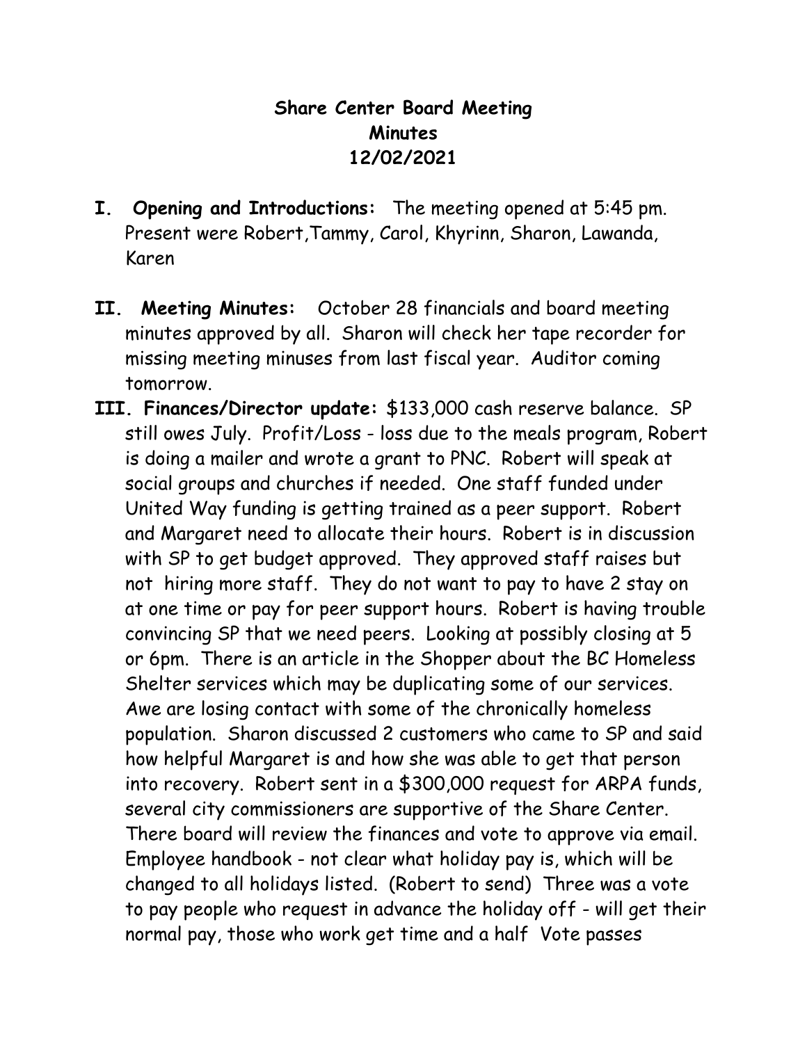**Share Center Board Meeting**
**Minutes**
**12/02/2021**

**I. Opening and Introductions:** The meeting opened at 5:45 pm. Present were Robert,Tammy, Carol, Khyrinn, Sharon, Lawanda, Karen

**II. Meeting Minutes:** October 28 financials and board meeting minutes approved by all. Sharon will check her tape recorder for missing meeting minuses from last fiscal year. Auditor coming tomorrow.

**III. Finances/Director update:** $133,000 cash reserve balance. SP still owes July. Profit/Loss - loss due to the meals program, Robert is doing a mailer and wrote a grant to PNC. Robert will speak at social groups and churches if needed. One staff funded under United Way funding is getting trained as a peer support. Robert and Margaret need to allocate their hours. Robert is in discussion with SP to get budget approved. They approved staff raises but not hiring more staff. They do not want to pay to have 2 stay on at one time or pay for peer support hours. Robert is having trouble convincing SP that we need peers. Looking at possibly closing at 5 or 6pm. There is an article in the Shopper about the BC Homeless Shelter services which may be duplicating some of our services. Awe are losing contact with some of the chronically homeless population. Sharon discussed 2 customers who came to SP and said how helpful Margaret is and how she was able to get that person into recovery. Robert sent in a $300,000 request for ARPA funds, several city commissioners are supportive of the Share Center. There board will review the finances and vote to approve via email. Employee handbook - not clear what holiday pay is, which will be changed to all holidays listed. (Robert to send) Three was a vote to pay people who request in advance the holiday off - will get their normal pay, those who work get time and a half Vote passes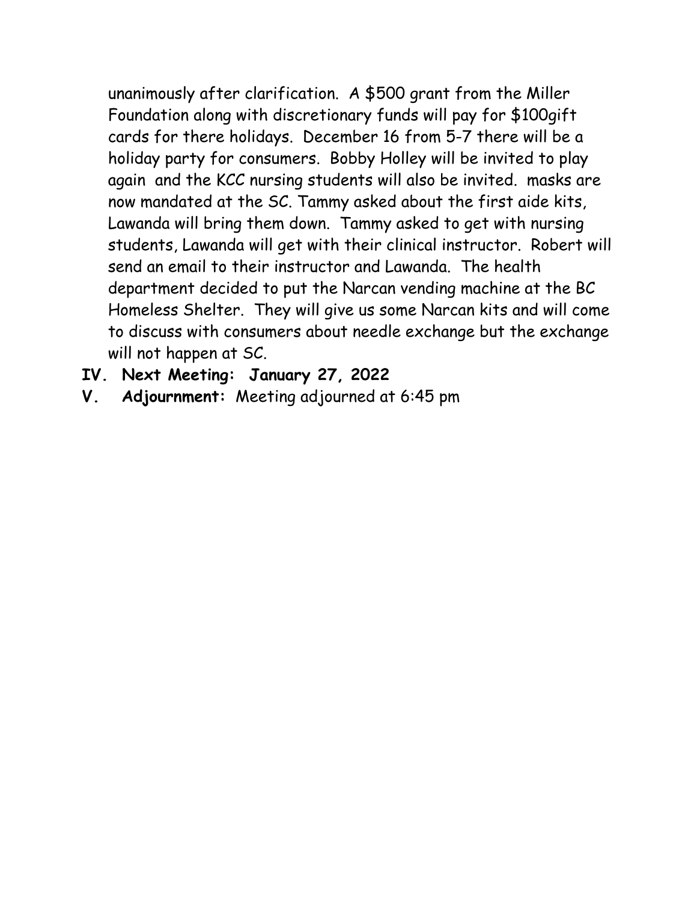unanimously after clarification. A $500 grant from the Miller Foundation along with discretionary funds will pay for $100gift cards for there holidays. December 16 from 5-7 there will be a holiday party for consumers. Bobby Holley will be invited to play again and the KCC nursing students will also be invited. masks are now mandated at the SC. Tammy asked about the first aide kits, Lawanda will bring them down. Tammy asked to get with nursing students, Lawanda will get with their clinical instructor. Robert will send an email to their instructor and Lawanda. The health department decided to put the Narcan vending machine at the BC Homeless Shelter. They will give us some Narcan kits and will come to discuss with consumers about needle exchange but the exchange will not happen at SC.

**IV. Next Meeting: January 27, 2022**

**V. Adjournment:** Meeting adjourned at 6:45 pm